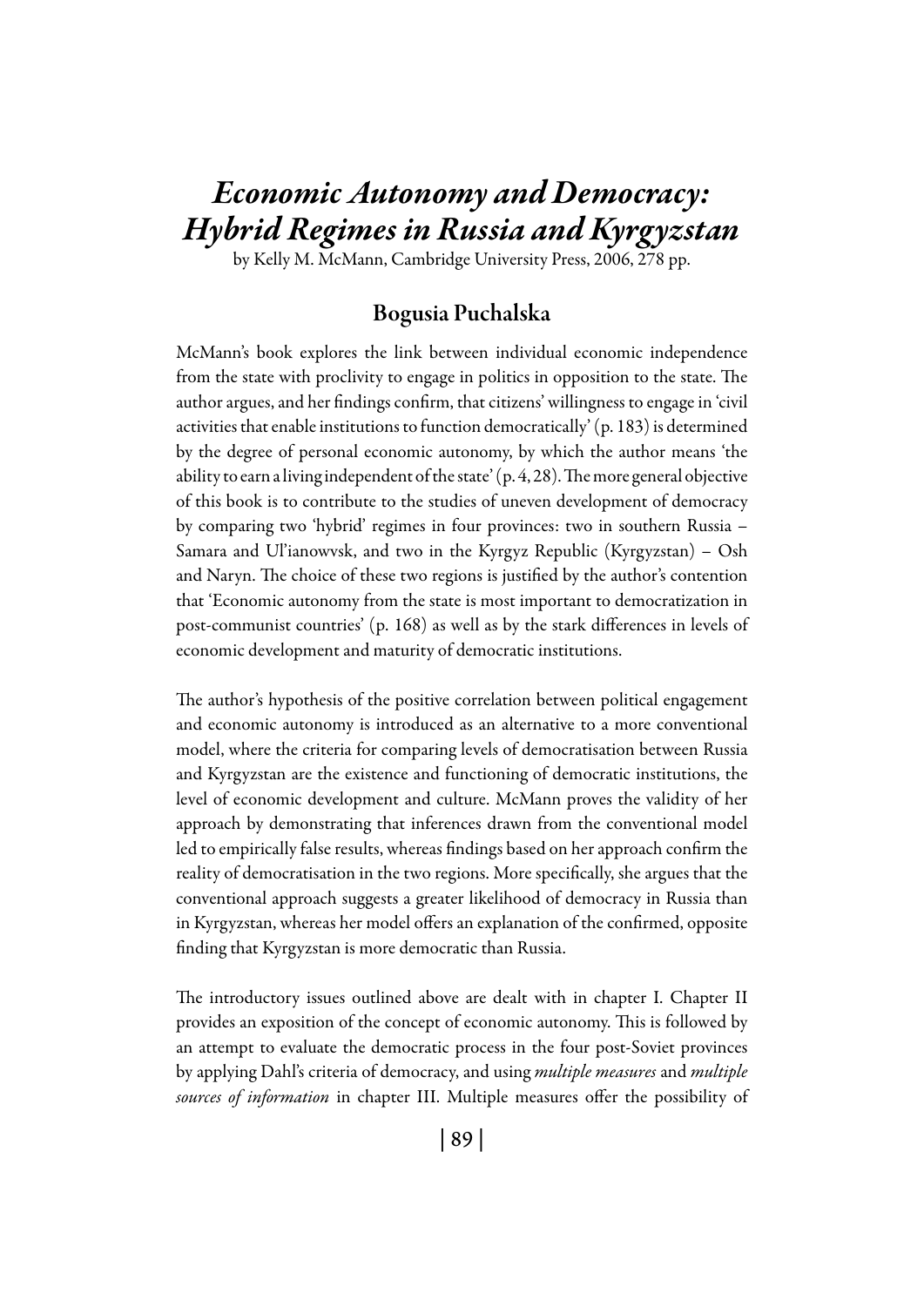# *Economic Autonomy and Democracy: Hybrid Regimes in Russia and Kyrgyzstan*

by Kelly M. McMann, Cambridge University Press, 2006, 278 pp.

## Bogusia Puchalska

McMann's book explores the link between individual economic independence from the state with proclivity to engage in politics in opposition to the state. The author argues, and her findings confirm, that citizens' willingness to engage in 'civil activities that enable institutions to function democratically' (p. 183) is determined by the degree of personal economic autonomy, by which the author means 'the ability to earn a living independent of the state' (p. 4, 28). The more general objective of this book is to contribute to the studies of uneven development of democracy by comparing two 'hybrid' regimes in four provinces: two in southern Russia – Samara and Ul'ianowvsk, and two in the Kyrgyz Republic (Kyrgyzstan) – Osh and Naryn. The choice of these two regions is justified by the author's contention that 'Economic autonomy from the state is most important to democratization in post-communist countries' (p. 168) as well as by the stark differences in levels of economic development and maturity of democratic institutions.

The author's hypothesis of the positive correlation between political engagement and economic autonomy is introduced as an alternative to a more conventional model, where the criteria for comparing levels of democratisation between Russia and Kyrgyzstan are the existence and functioning of democratic institutions, the level of economic development and culture. McMann proves the validity of her approach by demonstrating that inferences drawn from the conventional model led to empirically false results, whereas findings based on her approach confirm the reality of democratisation in the two regions. More specifically, she argues that the conventional approach suggests a greater likelihood of democracy in Russia than in Kyrgyzstan, whereas her model offers an explanation of the confirmed, opposite finding that Kyrgyzstan is more democratic than Russia.

The introductory issues outlined above are dealt with in chapter I. Chapter II provides an exposition of the concept of economic autonomy. This is followed by an attempt to evaluate the democratic process in the four post-Soviet provinces by applying Dahl's criteria of democracy, and using *multiple measures* and *multiple sources of information* in chapter III. Multiple measures offer the possibility of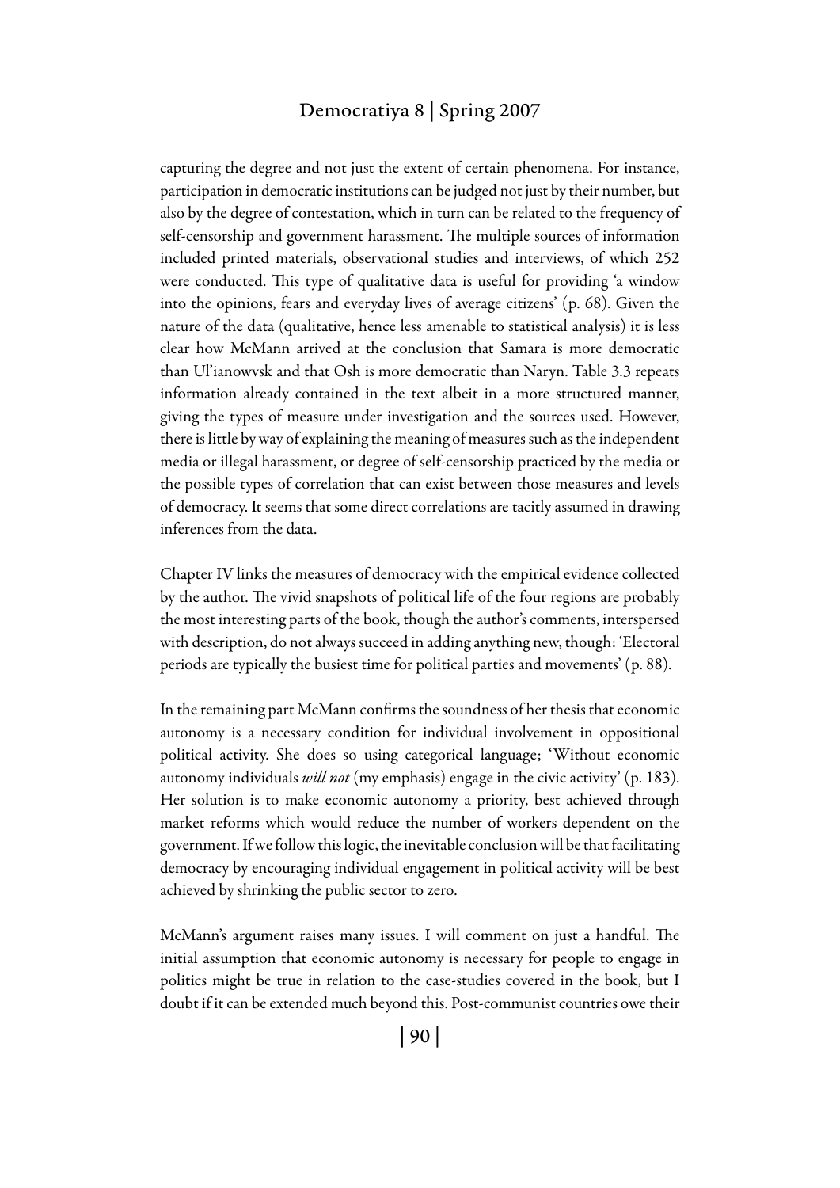capturing the degree and not just the extent of certain phenomena. For instance, participation in democratic institutions can be judged not just by their number, but also by the degree of contestation, which in turn can be related to the frequency of self-censorship and government harassment. The multiple sources of information included printed materials, observational studies and interviews, of which 252 were conducted. This type of qualitative data is useful for providing 'a window into the opinions, fears and everyday lives of average citizens' (p. 68). Given the nature of the data (qualitative, hence less amenable to statistical analysis) it is less clear how McMann arrived at the conclusion that Samara is more democratic than Ul'ianowvsk and that Osh is more democratic than Naryn. Table 3.3 repeats information already contained in the text albeit in a more structured manner, giving the types of measure under investigation and the sources used. However, there is little by way of explaining the meaning of measures such as the independent media or illegal harassment, or degree of self-censorship practiced by the media or the possible types of correlation that can exist between those measures and levels of democracy. It seems that some direct correlations are tacitly assumed in drawing inferences from the data.

Chapter IV links the measures of democracy with the empirical evidence collected by the author. The vivid snapshots of political life of the four regions are probably the most interesting parts of the book, though the author's comments, interspersed with description, do not always succeed in adding anything new, though: 'Electoral periods are typically the busiest time for political parties and movements' (p. 88).

In the remaining part McMann confirms the soundness of her thesis that economic autonomy is a necessary condition for individual involvement in oppositional political activity. She does so using categorical language; 'Without economic autonomy individuals *will not* (my emphasis) engage in the civic activity' (p. 183). Her solution is to make economic autonomy a priority, best achieved through market reforms which would reduce the number of workers dependent on the government. If we follow this logic, the inevitable conclusion will be that facilitating democracy by encouraging individual engagement in political activity will be best achieved by shrinking the public sector to zero.

McMann's argument raises many issues. I will comment on just a handful. The initial assumption that economic autonomy is necessary for people to engage in politics might be true in relation to the case-studies covered in the book, but I doubt if it can be extended much beyond this. Post-communist countries owe their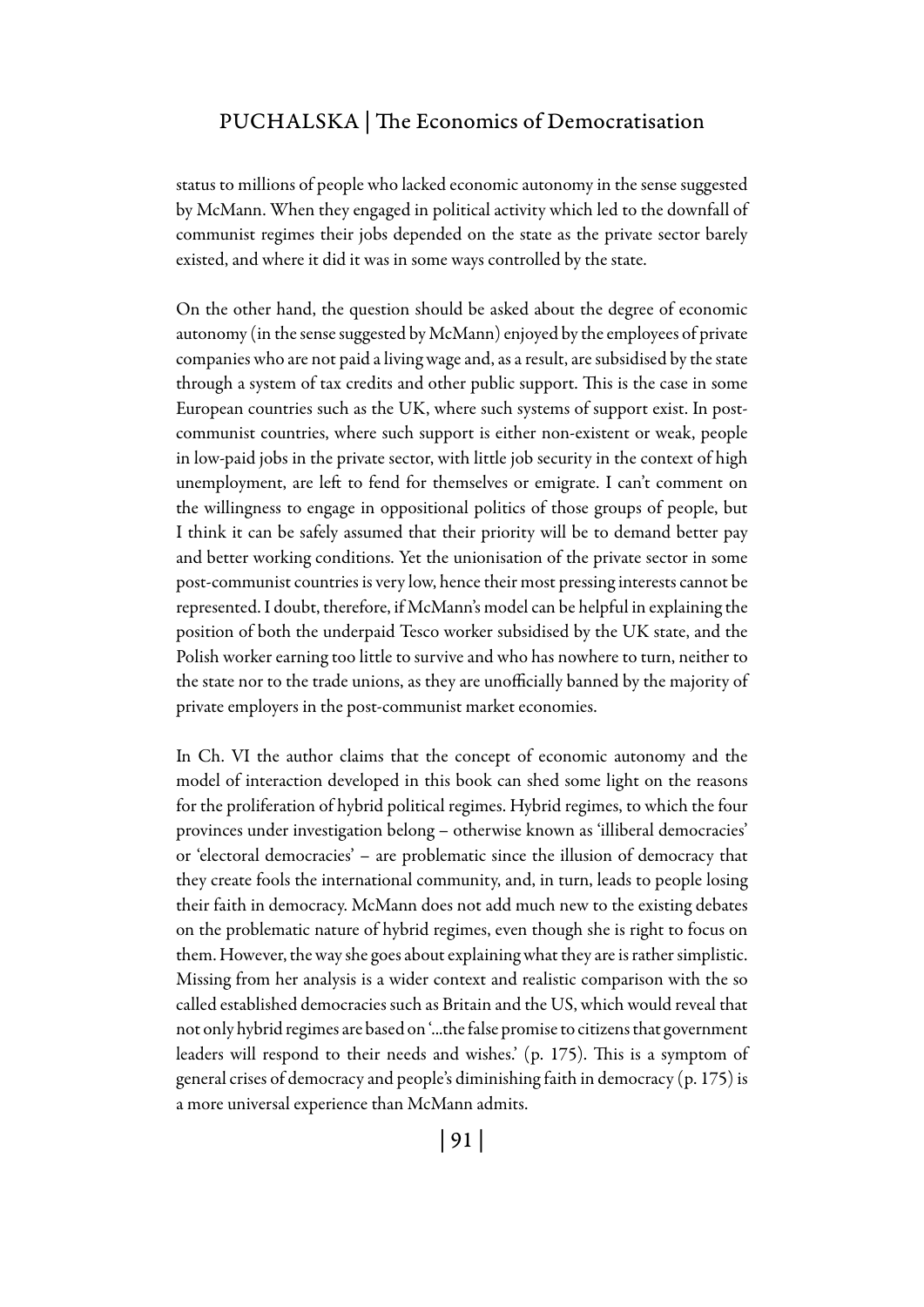status to millions of people who lacked economic autonomy in the sense suggested by McMann. When they engaged in political activity which led to the downfall of communist regimes their jobs depended on the state as the private sector barely existed, and where it did it was in some ways controlled by the state.

On the other hand, the question should be asked about the degree of economic autonomy (in the sense suggested by McMann) enjoyed by the employees of private companies who are not paid a living wage and, as a result, are subsidised by the state through a system of tax credits and other public support. This is the case in some European countries such as the UK, where such systems of support exist. In post-communist countries, where such support is either non-existent or weak, people in low-paid jobs in the private sector, with little job security in the context of high unemployment, are left to fend for themselves or emigrate. I can't comment on the willingness to engage in oppositional politics of those groups of people, but I think it can be safely assumed that their priority will be to demand better pay and better working conditions. Yet the unionisation of the private sector in some post-communist countries is very low, hence their most pressing interests cannot be represented. I doubt, therefore, if McMann's model can be helpful in explaining the position of both the underpaid Tesco worker subsidised by the UK state, and the Polish worker earning too little to survive and who has nowhere to turn, neither to the state nor to the trade unions, as they are unofficially banned by the majority of private employers in the post-communist market economies.

In Ch. VI the author claims that the concept of economic autonomy and the model of interaction developed in this book can shed some light on the reasons for the proliferation of hybrid political regimes. Hybrid regimes, to which the four provinces under investigation belong – otherwise known as 'illiberal democracies' or 'electoral democracies' – are problematic since the illusion of democracy that they create fools the international community, and, in turn, leads to people losing their faith in democracy. McMann does not add much new to the existing debates on the problematic nature of hybrid regimes, even though she is right to focus on them. However, the way she goes about explaining what they are is rather simplistic. Missing from her analysis is a wider context and realistic comparison with the so called established democracies such as Britain and the US, which would reveal that not only hybrid regimes are based on '...the false promise to citizens that government leaders will respond to their needs and wishes.' (p. 175). This is a symptom of general crises of democracy and people's diminishing faith in democracy (p. 175) is a more universal experience than McMann admits.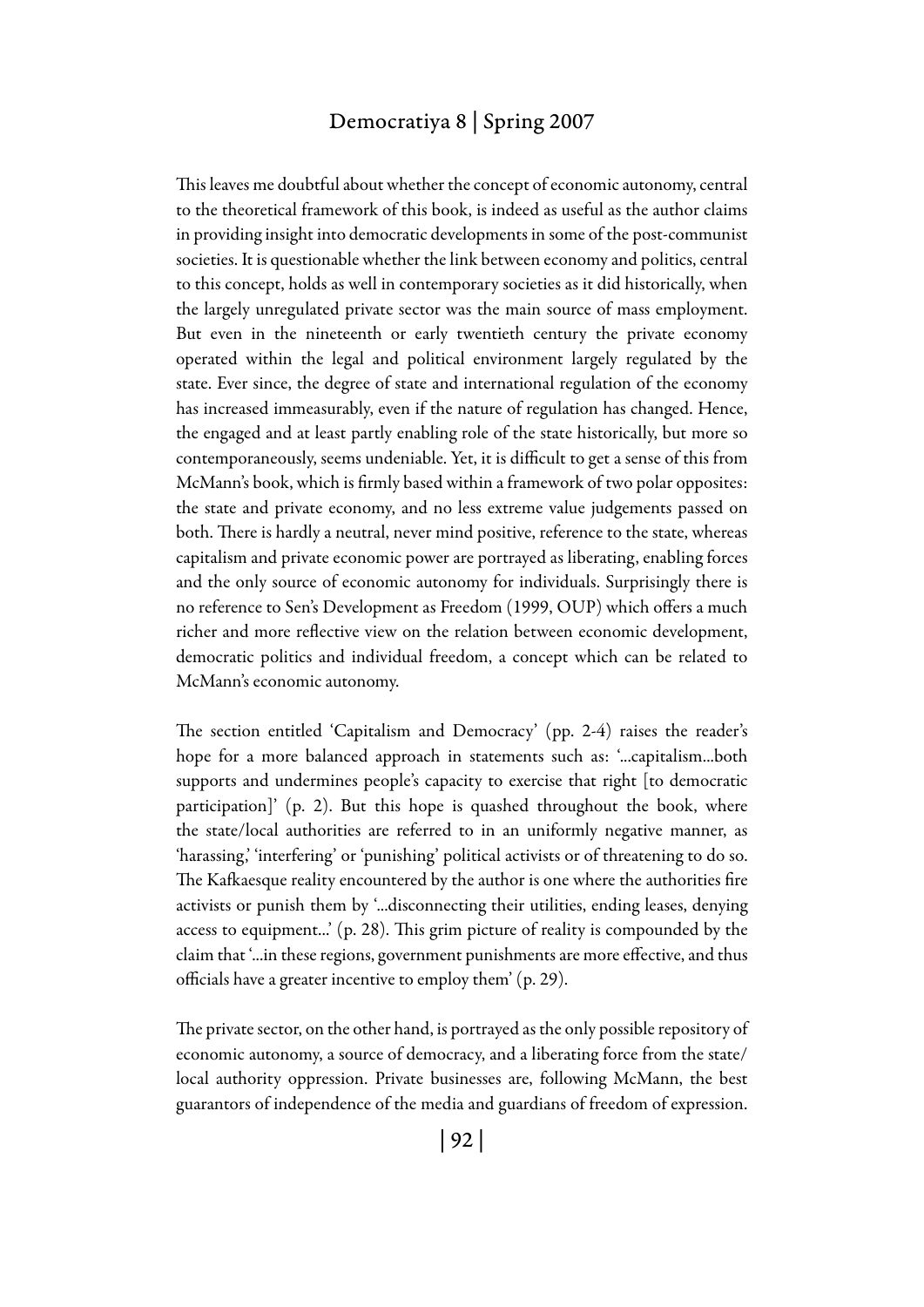This leaves me doubtful about whether the concept of economic autonomy, central to the theoretical framework of this book, is indeed as useful as the author claims in providing insight into democratic developments in some of the post-communist societies. It is questionable whether the link between economy and politics, central to this concept, holds as well in contemporary societies as it did historically, when the largely unregulated private sector was the main source of mass employment. But even in the nineteenth or early twentieth century the private economy operated within the legal and political environment largely regulated by the state. Ever since, the degree of state and international regulation of the economy has increased immeasurably, even if the nature of regulation has changed. Hence, the engaged and at least partly enabling role of the state historically, but more so contemporaneously, seems undeniable. Yet, it is difficult to get a sense of this from McMann's book, which is firmly based within a framework of two polar opposites: the state and private economy, and no less extreme value judgements passed on both. There is hardly a neutral, never mind positive, reference to the state, whereas capitalism and private economic power are portrayed as liberating, enabling forces and the only source of economic autonomy for individuals. Surprisingly there is no reference to Sen's Development as Freedom (1999, OUP) which offers a much richer and more reflective view on the relation between economic development, democratic politics and individual freedom, a concept which can be related to McMann's economic autonomy.

The section entitled 'Capitalism and Democracy' (pp. 2-4) raises the reader's hope for a more balanced approach in statements such as: '...capitalism...both supports and undermines people's capacity to exercise that right [to democratic participation]' (p. 2). But this hope is quashed throughout the book, where the state/local authorities are referred to in an uniformly negative manner, as 'harassing,' 'interfering' or 'punishing' political activists or of threatening to do so. The Kafkaesque reality encountered by the author is one where the authorities fire activists or punish them by '...disconnecting their utilities, ending leases, denying access to equipment...' (p. 28). This grim picture of reality is compounded by the claim that '...in these regions, government punishments are more effective, and thus officials have a greater incentive to employ them' (p. 29).

The private sector, on the other hand, is portrayed as the only possible repository of economic autonomy, a source of democracy, and a liberating force from the state/local authority oppression. Private businesses are, following McMann, the best guarantors of independence of the media and guardians of freedom of expression.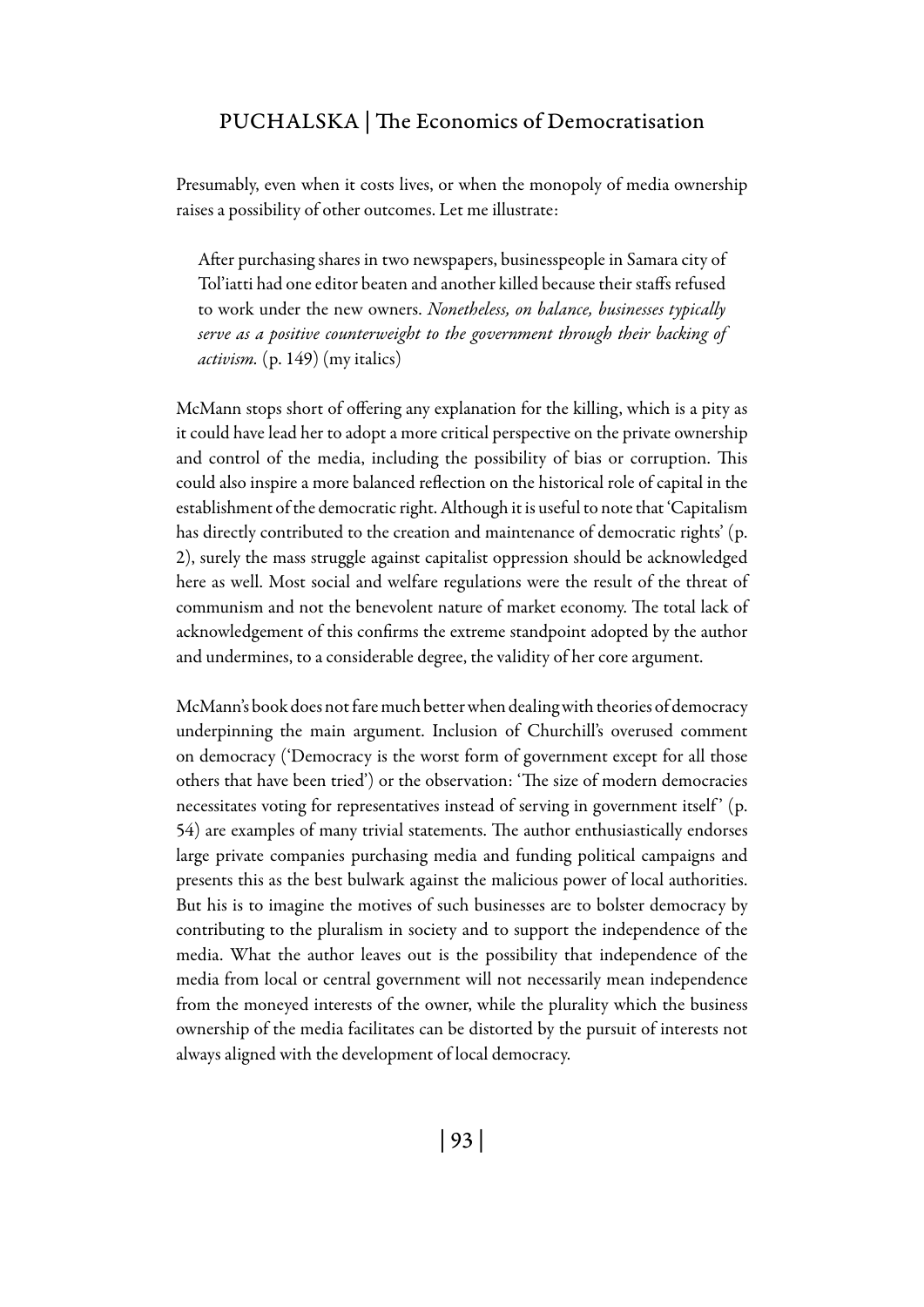Presumably, even when it costs lives, or when the monopoly of media ownership raises a possibility of other outcomes. Let me illustrate:

> After purchasing shares in two newspapers, businesspeople in Samara city of Tol'iatti had one editor beaten and another killed because their staffs refused to work under the new owners. *Nonetheless, on balance, businesses typically serve as a positive counterweight to the government through their backing of activism.* (p. 149) (my italics)

McMann stops short of offering any explanation for the killing, which is a pity as it could have lead her to adopt a more critical perspective on the private ownership and control of the media, including the possibility of bias or corruption. This could also inspire a more balanced reflection on the historical role of capital in the establishment of the democratic right. Although it is useful to note that 'Capitalism has directly contributed to the creation and maintenance of democratic rights' (p. 2), surely the mass struggle against capitalist oppression should be acknowledged here as well. Most social and welfare regulations were the result of the threat of communism and not the benevolent nature of market economy. The total lack of acknowledgement of this confirms the extreme standpoint adopted by the author and undermines, to a considerable degree, the validity of her core argument.

McMann's book does not fare much better when dealing with theories of democracy underpinning the main argument. Inclusion of Churchill's overused comment on democracy ('Democracy is the worst form of government except for all those others that have been tried') or the observation: 'The size of modern democracies necessitates voting for representatives instead of serving in government itself' (p. 54) are examples of many trivial statements. The author enthusiastically endorses large private companies purchasing media and funding political campaigns and presents this as the best bulwark against the malicious power of local authorities. But his is to imagine the motives of such businesses are to bolster democracy by contributing to the pluralism in society and to support the independence of the media. What the author leaves out is the possibility that independence of the media from local or central government will not necessarily mean independence from the moneyed interests of the owner, while the plurality which the business ownership of the media facilitates can be distorted by the pursuit of interests not always aligned with the development of local democracy.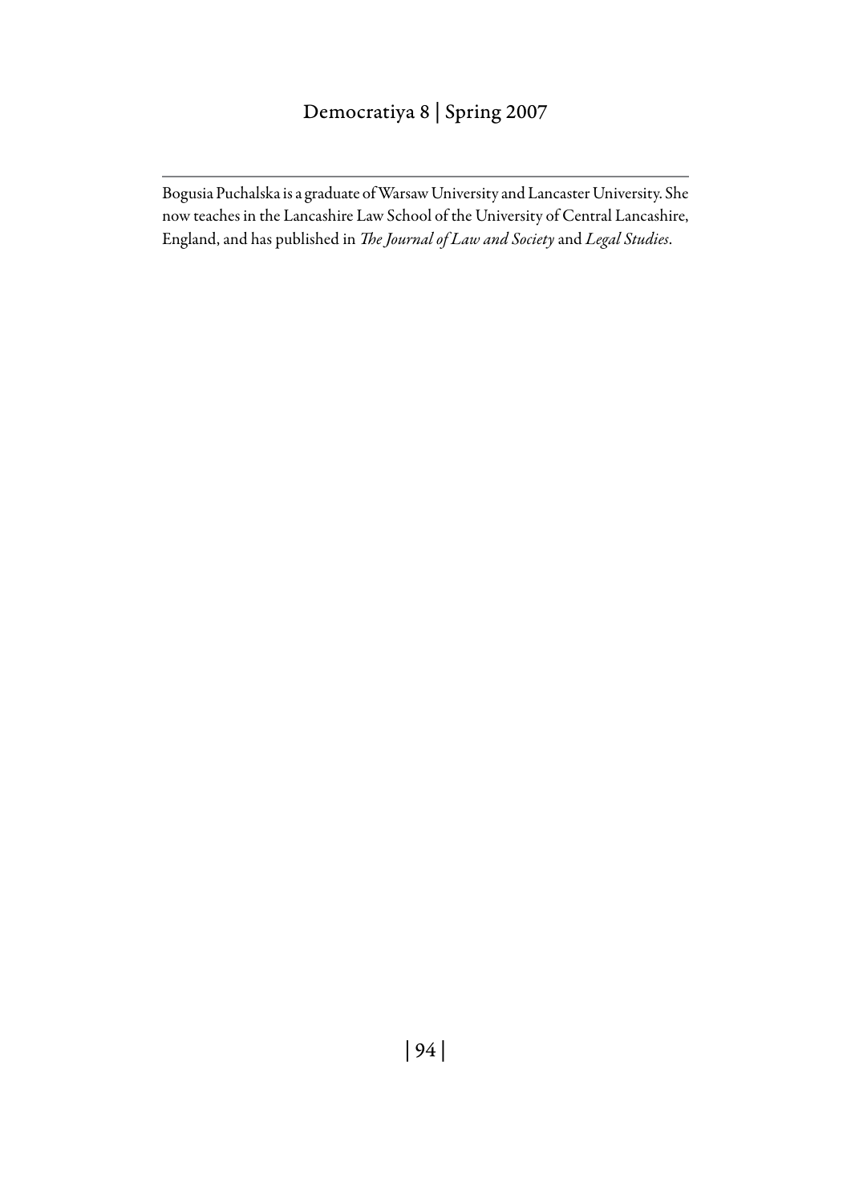---

Bogusia Puchalska is a graduate of Warsaw University and Lancaster University. She now teaches in the Lancashire Law School of the University of Central Lancashire, England, and has published in *The Journal of Law and Society* and *Legal Studies*.